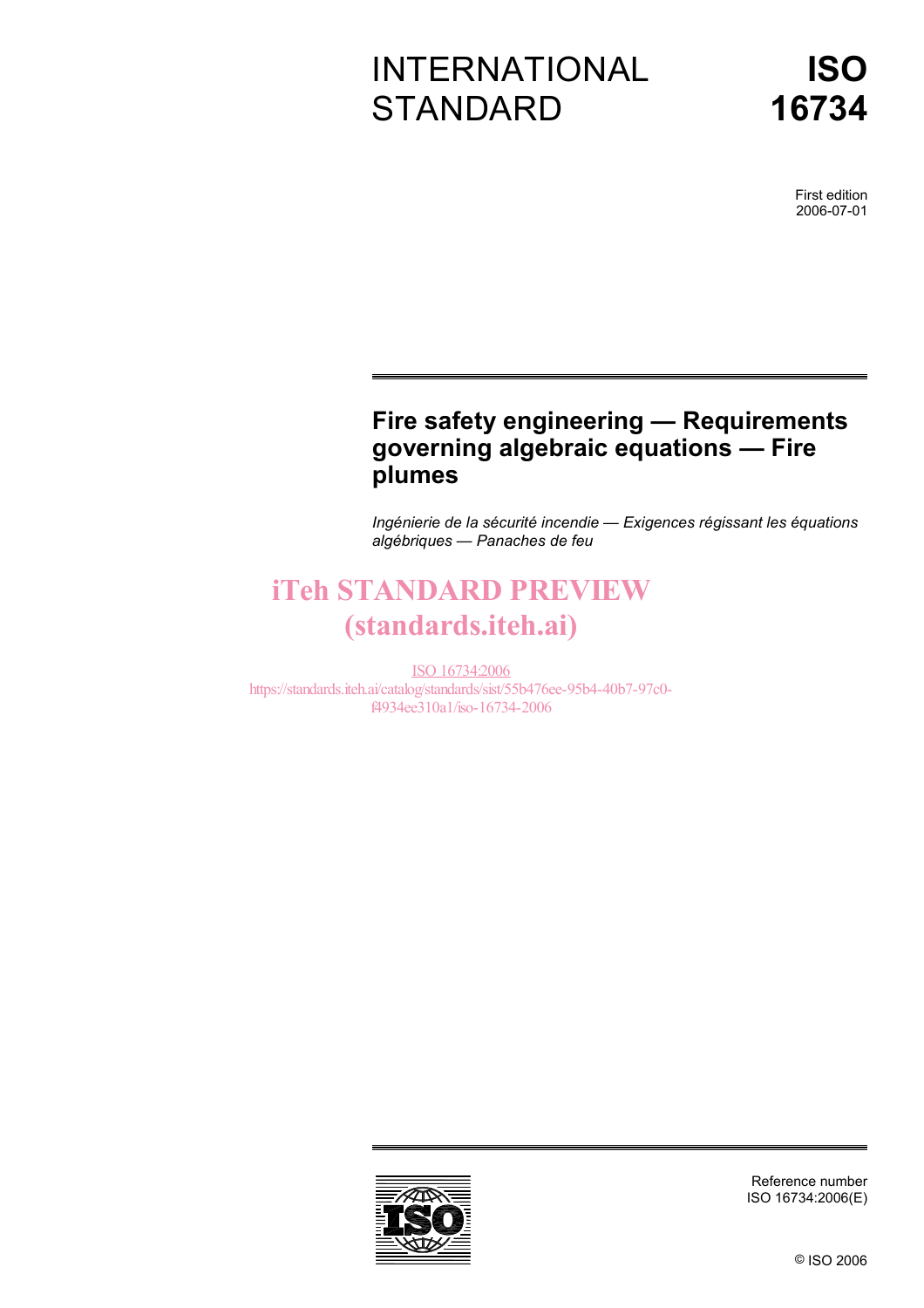# INTERNATIONAL STANDARD

# ISO 16734

First edition
2006-07-01

## Fire safety engineering — Requirements governing algebraic equations — Fire plumes

*Ingénierie de la sécurité incendie — Exigences régissant les équations algébriques — Panaches de feu*

iTeh STANDARD PREVIEW
(standards.iteh.ai)

ISO 16734:2006
https://standards.iteh.ai/catalog/standards/sist/55b476ee-95b4-40b7-97c0-f4934ee310a1/iso-16734-2006

Reference number
ISO 16734:2006(E)

© ISO 2006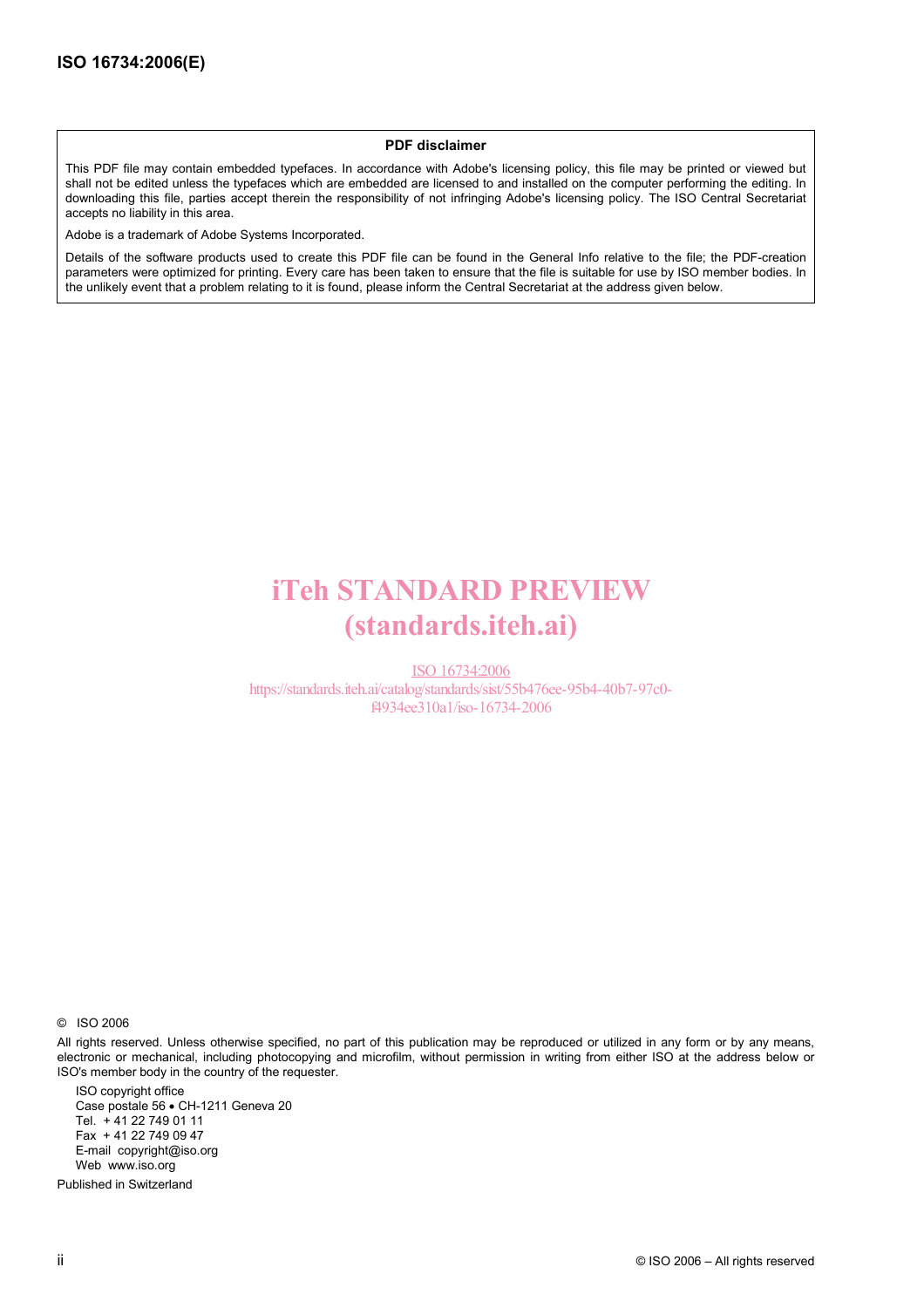**PDF disclaimer**

This PDF file may contain embedded typefaces. In accordance with Adobe's licensing policy, this file may be printed or viewed but shall not be edited unless the typefaces which are embedded are licensed to and installed on the computer performing the editing. In downloading this file, parties accept therein the responsibility of not infringing Adobe's licensing policy. The ISO Central Secretariat accepts no liability in this area.

Adobe is a trademark of Adobe Systems Incorporated.

Details of the software products used to create this PDF file can be found in the General Info relative to the file; the PDF-creation parameters were optimized for printing. Every care has been taken to ensure that the file is suitable for use by ISO member bodies. In the unlikely event that a problem relating to it is found, please inform the Central Secretariat at the address given below.

iTeh STANDARD PREVIEW
(standards.iteh.ai)

ISO 16734:2006
https://standards.iteh.ai/catalog/standards/sist/55b476ee-95b4-40b7-97c0-f4934ee310a1/iso-16734-2006

© ISO 2006

All rights reserved. Unless otherwise specified, no part of this publication may be reproduced or utilized in any form or by any means, electronic or mechanical, including photocopying and microfilm, without permission in writing from either ISO at the address below or ISO's member body in the country of the requester.

ISO copyright office
Case postale 56 • CH-1211 Geneva 20
Tel. + 41 22 749 01 11
Fax + 41 22 749 09 47
E-mail copyright@iso.org
Web www.iso.org

Published in Switzerland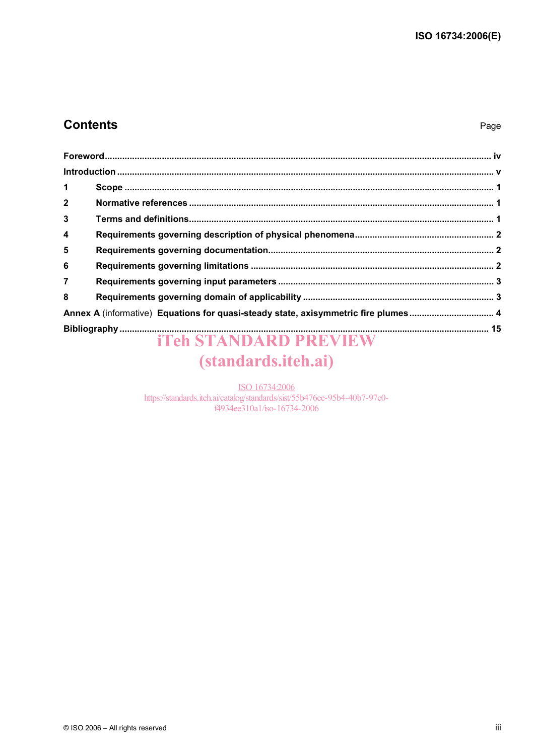## Contents

Page

**Foreword** ...... iv

**Introduction** ...... v

**1 Scope** ...... 1

**2 Normative references** ...... 1

**3 Terms and definitions** ...... 1

**4 Requirements governing description of physical phenomena** ...... 2

**5 Requirements governing documentation** ...... 2

**6 Requirements governing limitations** ...... 2

**7 Requirements governing input parameters** ...... 3

**8 Requirements governing domain of applicability** ...... 3

**Annex A** (informative) **Equations for quasi-steady state, axisymmetric fire plumes** ...... 4

**Bibliography** ...... 15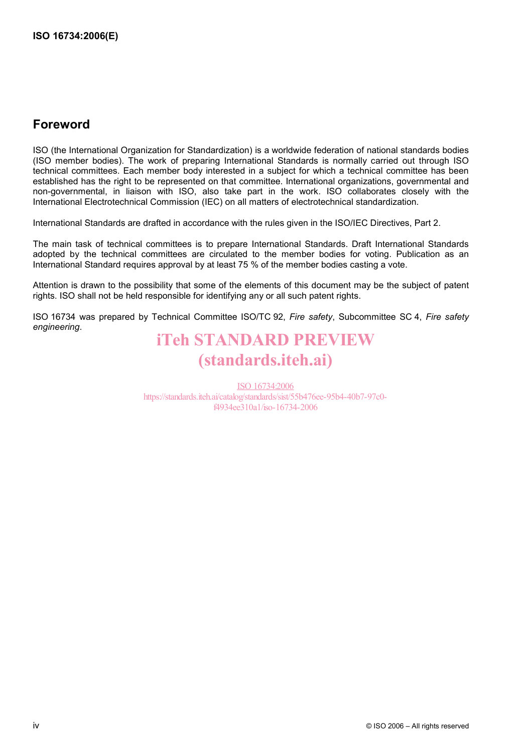## Foreword

ISO (the International Organization for Standardization) is a worldwide federation of national standards bodies (ISO member bodies). The work of preparing International Standards is normally carried out through ISO technical committees. Each member body interested in a subject for which a technical committee has been established has the right to be represented on that committee. International organizations, governmental and non-governmental, in liaison with ISO, also take part in the work. ISO collaborates closely with the International Electrotechnical Commission (IEC) on all matters of electrotechnical standardization.

International Standards are drafted in accordance with the rules given in the ISO/IEC Directives, Part 2.

The main task of technical committees is to prepare International Standards. Draft International Standards adopted by the technical committees are circulated to the member bodies for voting. Publication as an International Standard requires approval by at least 75 % of the member bodies casting a vote.

Attention is drawn to the possibility that some of the elements of this document may be the subject of patent rights. ISO shall not be held responsible for identifying any or all such patent rights.

ISO 16734 was prepared by Technical Committee ISO/TC 92, *Fire safety*, Subcommittee SC 4, *Fire safety engineering*.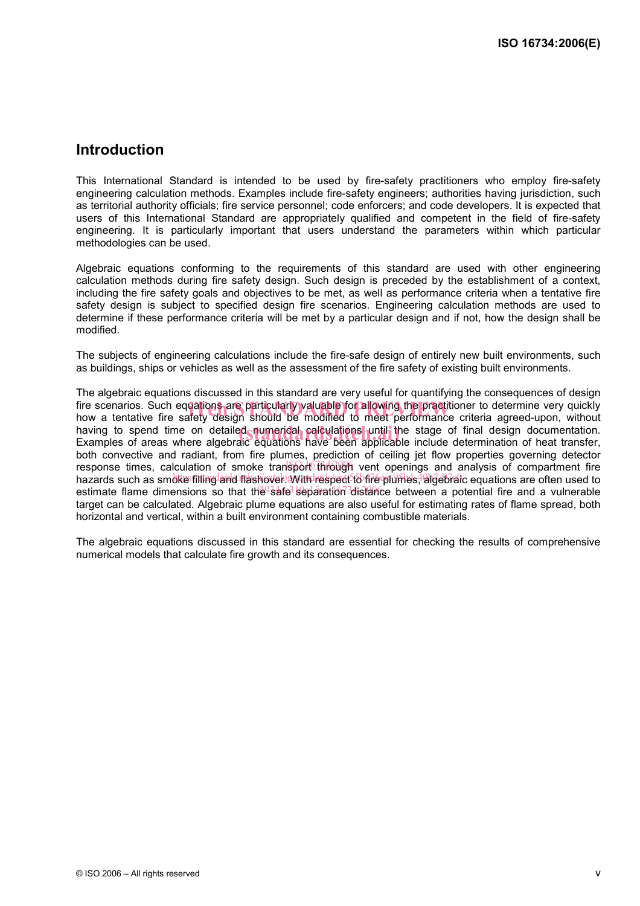## Introduction

This International Standard is intended to be used by fire-safety practitioners who employ fire-safety engineering calculation methods. Examples include fire-safety engineers; authorities having jurisdiction, such as territorial authority officials; fire service personnel; code enforcers; and code developers. It is expected that users of this International Standard are appropriately qualified and competent in the field of fire-safety engineering. It is particularly important that users understand the parameters within which particular methodologies can be used.

Algebraic equations conforming to the requirements of this standard are used with other engineering calculation methods during fire safety design. Such design is preceded by the establishment of a context, including the fire safety goals and objectives to be met, as well as performance criteria when a tentative fire safety design is subject to specified design fire scenarios. Engineering calculation methods are used to determine if these performance criteria will be met by a particular design and if not, how the design shall be modified.

The subjects of engineering calculations include the fire-safe design of entirely new built environments, such as buildings, ships or vehicles as well as the assessment of the fire safety of existing built environments.

The algebraic equations discussed in this standard are very useful for quantifying the consequences of design fire scenarios. Such equations are particularly valuable for allowing the practitioner to determine very quickly how a tentative fire safety design should be modified to meet performance criteria agreed-upon, without having to spend time on detailed numerical calculations until the stage of final design documentation. Examples of areas where algebraic equations have been applicable include determination of heat transfer, both convective and radiant, from fire plumes, prediction of ceiling jet flow properties governing detector response times, calculation of smoke transport through vent openings and analysis of compartment fire hazards such as smoke filling and flashover. With respect to fire plumes, algebraic equations are often used to estimate flame dimensions so that the safe separation distance between a potential fire and a vulnerable target can be calculated. Algebraic plume equations are also useful for estimating rates of flame spread, both horizontal and vertical, within a built environment containing combustible materials.

The algebraic equations discussed in this standard are essential for checking the results of comprehensive numerical models that calculate fire growth and its consequences.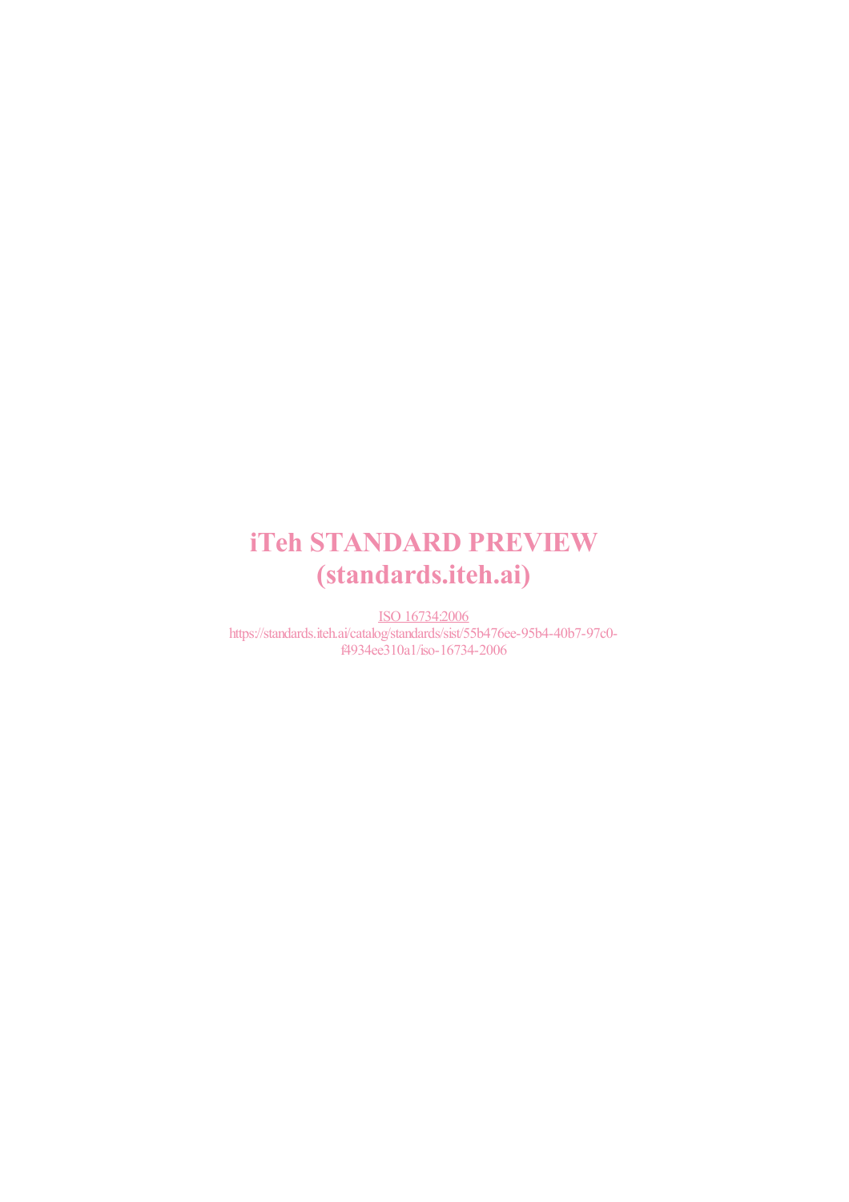iTeh STANDARD PREVIEW
(standards.iteh.ai)

ISO 16734:2006
https://standards.iteh.ai/catalog/standards/sist/55b476ee-95b4-40b7-97c0-f4934ee310a1/iso-16734-2006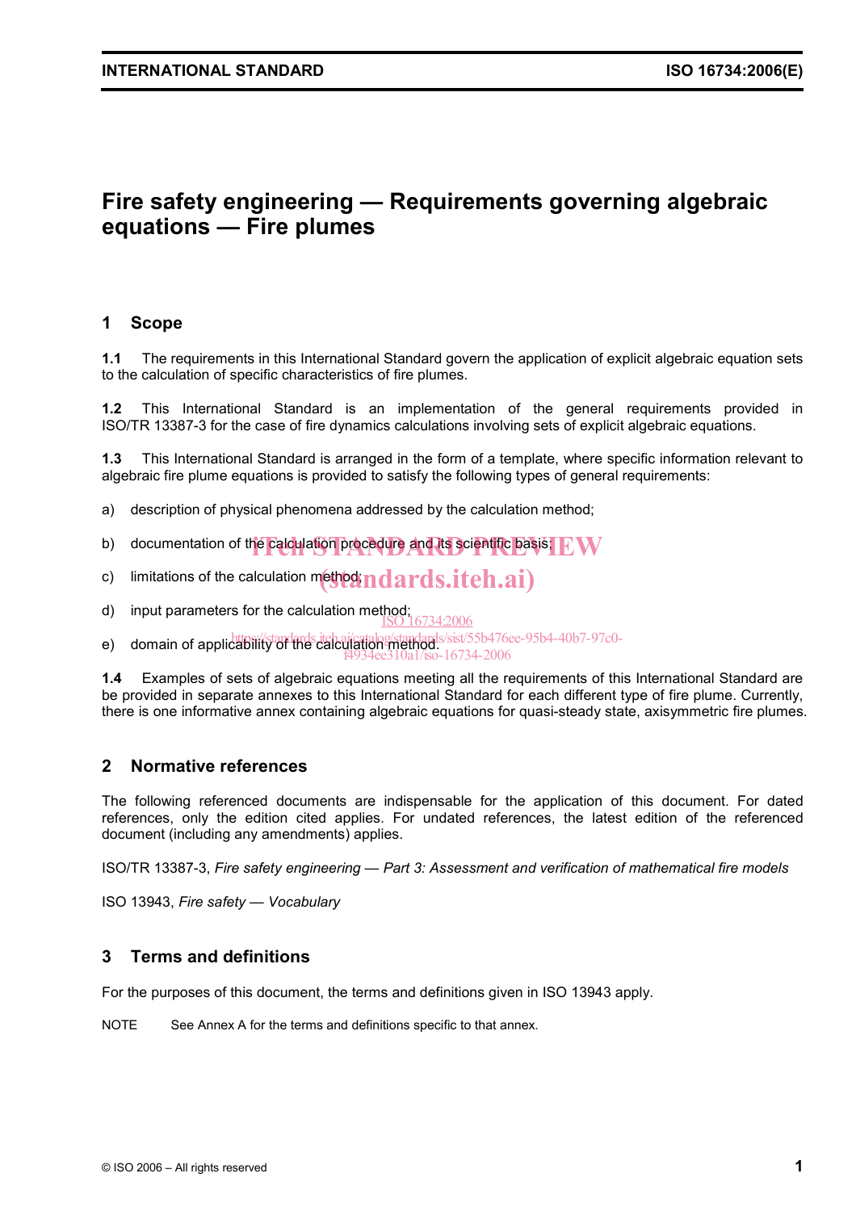# Fire safety engineering — Requirements governing algebraic equations — Fire plumes

## 1 Scope

**1.1** The requirements in this International Standard govern the application of explicit algebraic equation sets to the calculation of specific characteristics of fire plumes.

**1.2** This International Standard is an implementation of the general requirements provided in ISO/TR 13387-3 for the case of fire dynamics calculations involving sets of explicit algebraic equations.

**1.3** This International Standard is arranged in the form of a template, where specific information relevant to algebraic fire plume equations is provided to satisfy the following types of general requirements:

a) description of physical phenomena addressed by the calculation method;

b) documentation of the calculation procedure and its scientific basis;

c) limitations of the calculation method;

d) input parameters for the calculation method;

e) domain of applicability of the calculation method.

**1.4** Examples of sets of algebraic equations meeting all the requirements of this International Standard are be provided in separate annexes to this International Standard for each different type of fire plume. Currently, there is one informative annex containing algebraic equations for quasi-steady state, axisymmetric fire plumes.

## 2 Normative references

The following referenced documents are indispensable for the application of this document. For dated references, only the edition cited applies. For undated references, the latest edition of the referenced document (including any amendments) applies.

ISO/TR 13387-3, *Fire safety engineering — Part 3: Assessment and verification of mathematical fire models*

ISO 13943, *Fire safety — Vocabulary*

## 3 Terms and definitions

For the purposes of this document, the terms and definitions given in ISO 13943 apply.

NOTE See Annex A for the terms and definitions specific to that annex.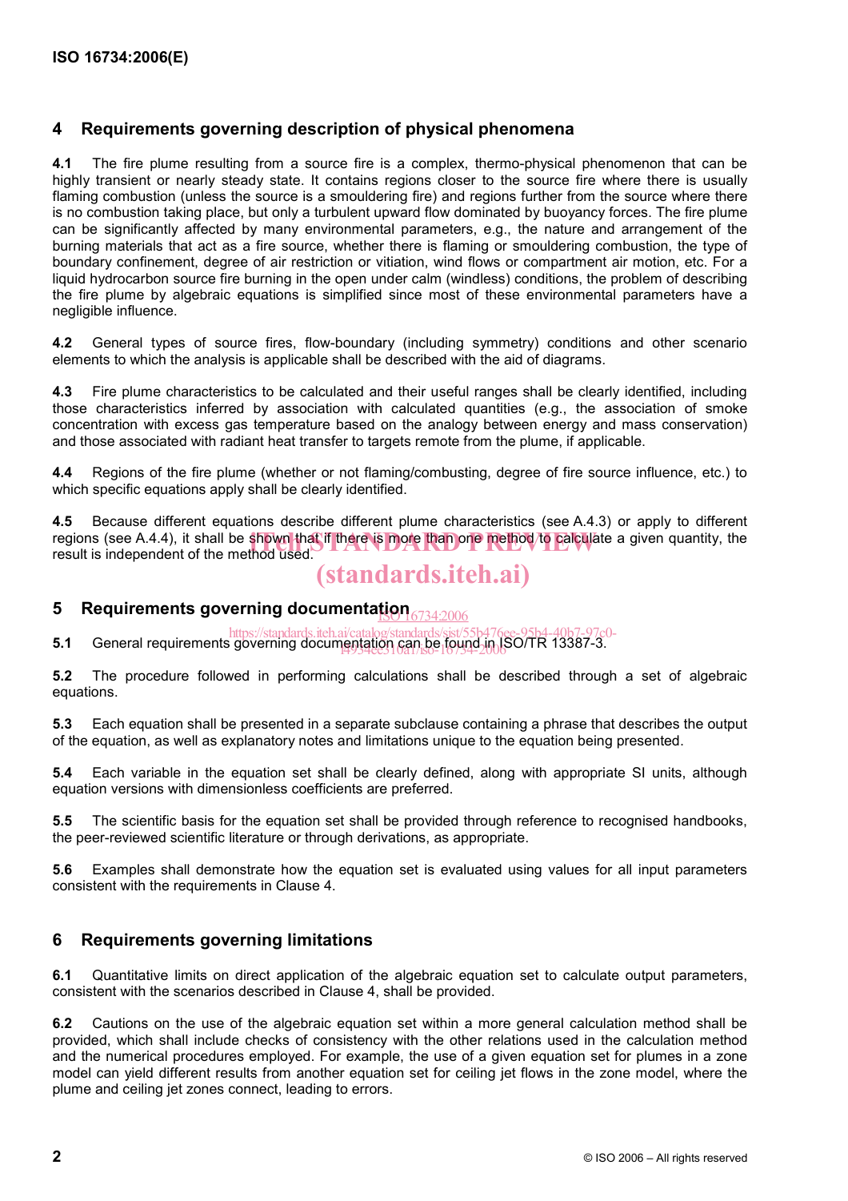## 4 Requirements governing description of physical phenomena

**4.1** The fire plume resulting from a source fire is a complex, thermo-physical phenomenon that can be highly transient or nearly steady state. It contains regions closer to the source fire where there is usually flaming combustion (unless the source is a smouldering fire) and regions further from the source where there is no combustion taking place, but only a turbulent upward flow dominated by buoyancy forces. The fire plume can be significantly affected by many environmental parameters, e.g., the nature and arrangement of the burning materials that act as a fire source, whether there is flaming or smouldering combustion, the type of boundary confinement, degree of air restriction or vitiation, wind flows or compartment air motion, etc. For a liquid hydrocarbon source fire burning in the open under calm (windless) conditions, the problem of describing the fire plume by algebraic equations is simplified since most of these environmental parameters have a negligible influence.

**4.2** General types of source fires, flow-boundary (including symmetry) conditions and other scenario elements to which the analysis is applicable shall be described with the aid of diagrams.

**4.3** Fire plume characteristics to be calculated and their useful ranges shall be clearly identified, including those characteristics inferred by association with calculated quantities (e.g., the association of smoke concentration with excess gas temperature based on the analogy between energy and mass conservation) and those associated with radiant heat transfer to targets remote from the plume, if applicable.

**4.4** Regions of the fire plume (whether or not flaming/combusting, degree of fire source influence, etc.) to which specific equations apply shall be clearly identified.

**4.5** Because different equations describe different plume characteristics (see A.4.3) or apply to different regions (see A.4.4), it shall be shown that if there is more than one method to calculate a given quantity, the result is independent of the method used.

## 5 Requirements governing documentation

**5.1** General requirements governing documentation can be found in ISO/TR 13387-3.

**5.2** The procedure followed in performing calculations shall be described through a set of algebraic equations.

**5.3** Each equation shall be presented in a separate subclause containing a phrase that describes the output of the equation, as well as explanatory notes and limitations unique to the equation being presented.

**5.4** Each variable in the equation set shall be clearly defined, along with appropriate SI units, although equation versions with dimensionless coefficients are preferred.

**5.5** The scientific basis for the equation set shall be provided through reference to recognised handbooks, the peer-reviewed scientific literature or through derivations, as appropriate.

**5.6** Examples shall demonstrate how the equation set is evaluated using values for all input parameters consistent with the requirements in Clause 4.

## 6 Requirements governing limitations

**6.1** Quantitative limits on direct application of the algebraic equation set to calculate output parameters, consistent with the scenarios described in Clause 4, shall be provided.

**6.2** Cautions on the use of the algebraic equation set within a more general calculation method shall be provided, which shall include checks of consistency with the other relations used in the calculation method and the numerical procedures employed. For example, the use of a given equation set for plumes in a zone model can yield different results from another equation set for ceiling jet flows in the zone model, where the plume and ceiling jet zones connect, leading to errors.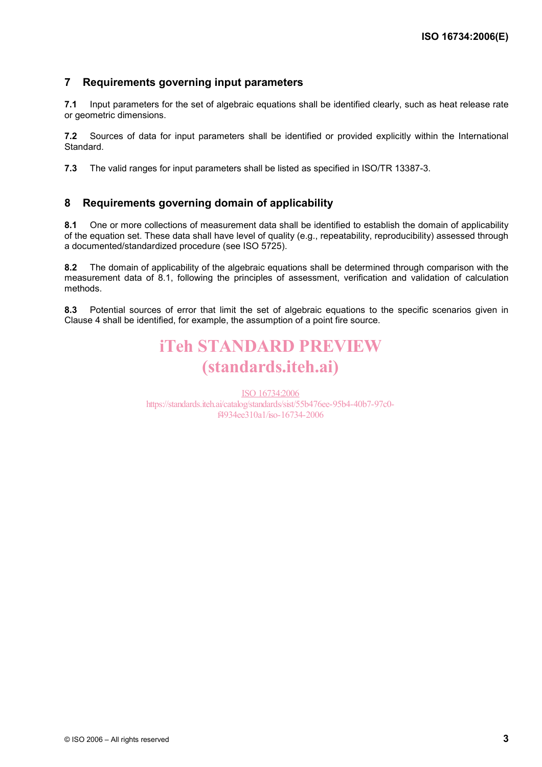## 7 Requirements governing input parameters

**7.1** Input parameters for the set of algebraic equations shall be identified clearly, such as heat release rate or geometric dimensions.

**7.2** Sources of data for input parameters shall be identified or provided explicitly within the International Standard.

**7.3** The valid ranges for input parameters shall be listed as specified in ISO/TR 13387-3.

## 8 Requirements governing domain of applicability

**8.1** One or more collections of measurement data shall be identified to establish the domain of applicability of the equation set. These data shall have level of quality (e.g., repeatability, reproducibility) assessed through a documented/standardized procedure (see ISO 5725).

**8.2** The domain of applicability of the algebraic equations shall be determined through comparison with the measurement data of 8.1, following the principles of assessment, verification and validation of calculation methods.

**8.3** Potential sources of error that limit the set of algebraic equations to the specific scenarios given in Clause 4 shall be identified, for example, the assumption of a point fire source.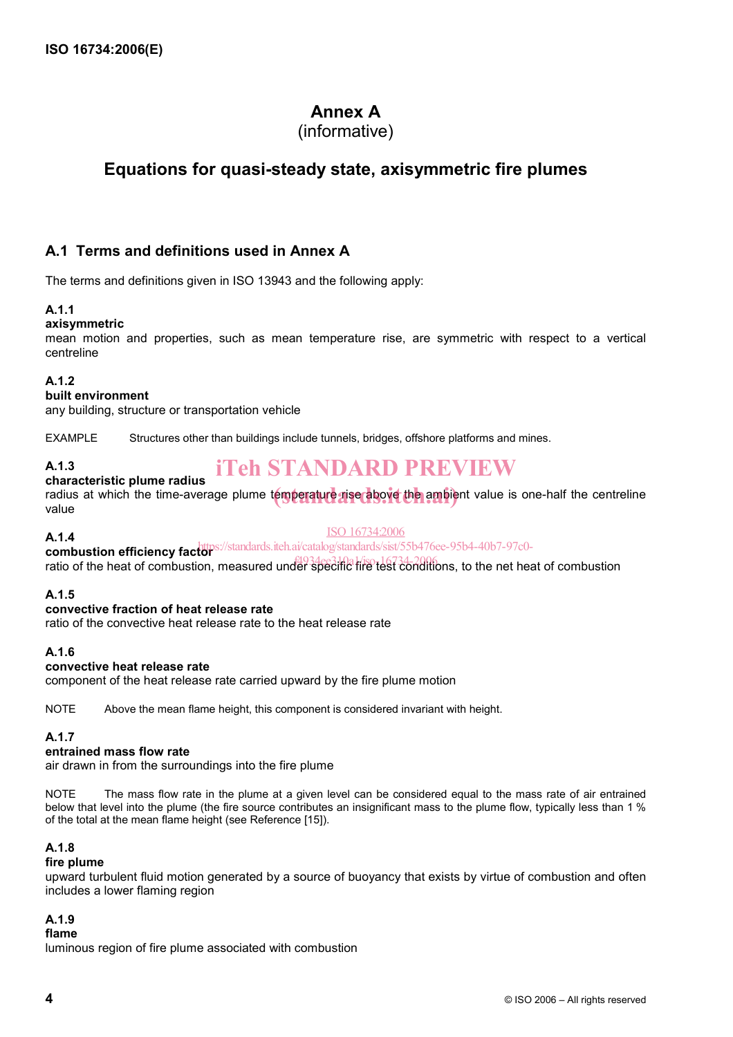# Annex A
(informative)

## Equations for quasi-steady state, axisymmetric fire plumes

### A.1 Terms and definitions used in Annex A

The terms and definitions given in ISO 13943 and the following apply:

**A.1.1**
**axisymmetric**
mean motion and properties, such as mean temperature rise, are symmetric with respect to a vertical centreline

**A.1.2**
**built environment**
any building, structure or transportation vehicle

EXAMPLE Structures other than buildings include tunnels, bridges, offshore platforms and mines.

**A.1.3**
**characteristic plume radius**
radius at which the time-average plume temperature rise above the ambient value is one-half the centreline value

**A.1.4**
**combustion efficiency factor**
ratio of the heat of combustion, measured under specific fire test conditions, to the net heat of combustion

**A.1.5**
**convective fraction of heat release rate**
ratio of the convective heat release rate to the heat release rate

**A.1.6**
**convective heat release rate**
component of the heat release rate carried upward by the fire plume motion

NOTE Above the mean flame height, this component is considered invariant with height.

**A.1.7**
**entrained mass flow rate**
air drawn in from the surroundings into the fire plume

NOTE The mass flow rate in the plume at a given level can be considered equal to the mass rate of air entrained below that level into the plume (the fire source contributes an insignificant mass to the plume flow, typically less than 1 % of the total at the mean flame height (see Reference [15]).

**A.1.8**
**fire plume**
upward turbulent fluid motion generated by a source of buoyancy that exists by virtue of combustion and often includes a lower flaming region

**A.1.9**
**flame**
luminous region of fire plume associated with combustion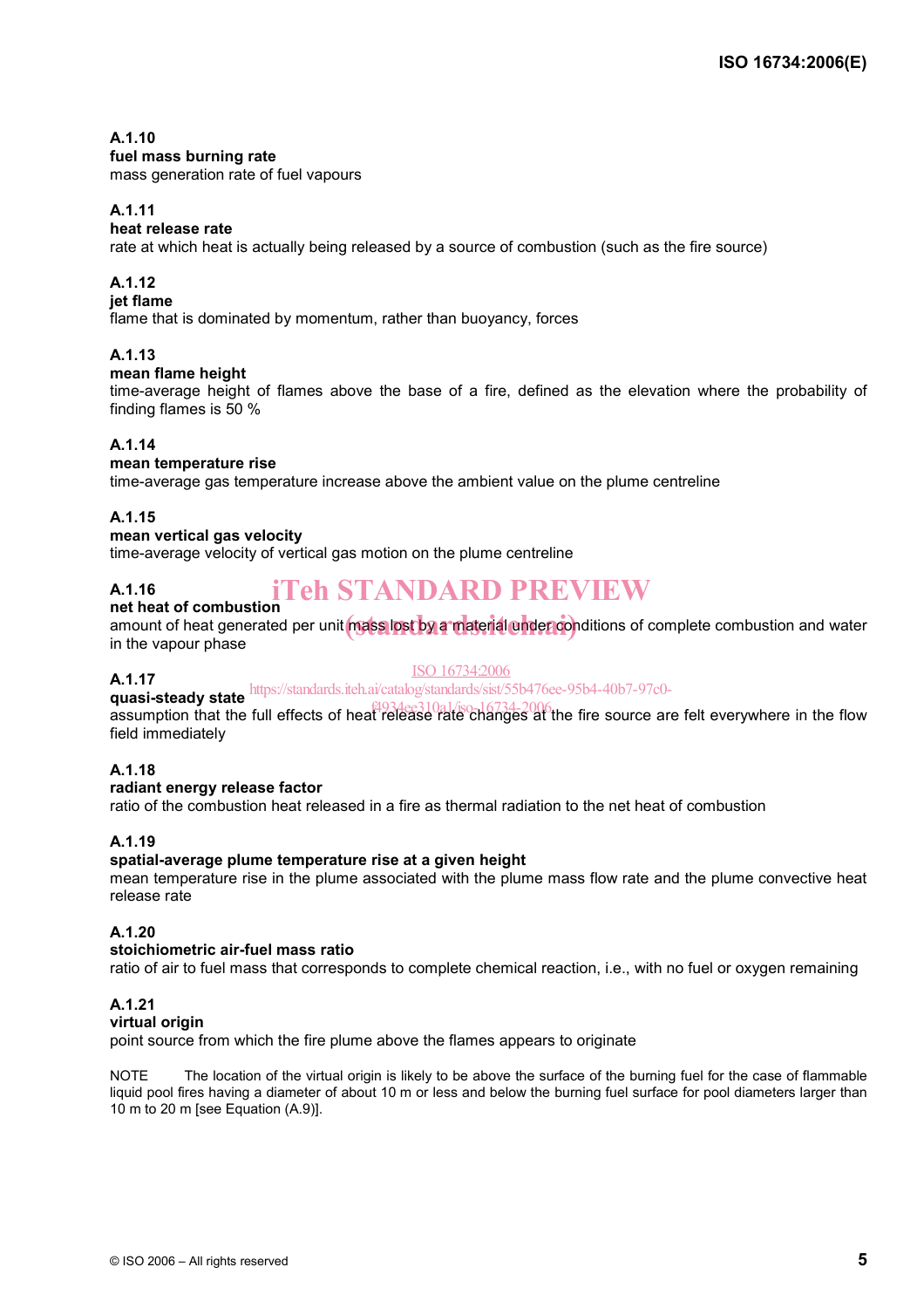**A.1.10**
**fuel mass burning rate**
mass generation rate of fuel vapours

**A.1.11**
**heat release rate**
rate at which heat is actually being released by a source of combustion (such as the fire source)

**A.1.12**
**jet flame**
flame that is dominated by momentum, rather than buoyancy, forces

**A.1.13**
**mean flame height**
time-average height of flames above the base of a fire, defined as the elevation where the probability of finding flames is 50 %

**A.1.14**
**mean temperature rise**
time-average gas temperature increase above the ambient value on the plume centreline

**A.1.15**
**mean vertical gas velocity**
time-average velocity of vertical gas motion on the plume centreline

**A.1.16**
**net heat of combustion**
amount of heat generated per unit mass lost by a material under conditions of complete combustion and water in the vapour phase

**A.1.17**
**quasi-steady state**
assumption that the full effects of heat release rate changes at the fire source are felt everywhere in the flow field immediately

**A.1.18**
**radiant energy release factor**
ratio of the combustion heat released in a fire as thermal radiation to the net heat of combustion

**A.1.19**
**spatial-average plume temperature rise at a given height**
mean temperature rise in the plume associated with the plume mass flow rate and the plume convective heat release rate

**A.1.20**
**stoichiometric air-fuel mass ratio**
ratio of air to fuel mass that corresponds to complete chemical reaction, i.e., with no fuel or oxygen remaining

**A.1.21**
**virtual origin**
point source from which the fire plume above the flames appears to originate

NOTE The location of the virtual origin is likely to be above the surface of the burning fuel for the case of flammable liquid pool fires having a diameter of about 10 m or less and below the burning fuel surface for pool diameters larger than 10 m to 20 m [see Equation (A.9)].